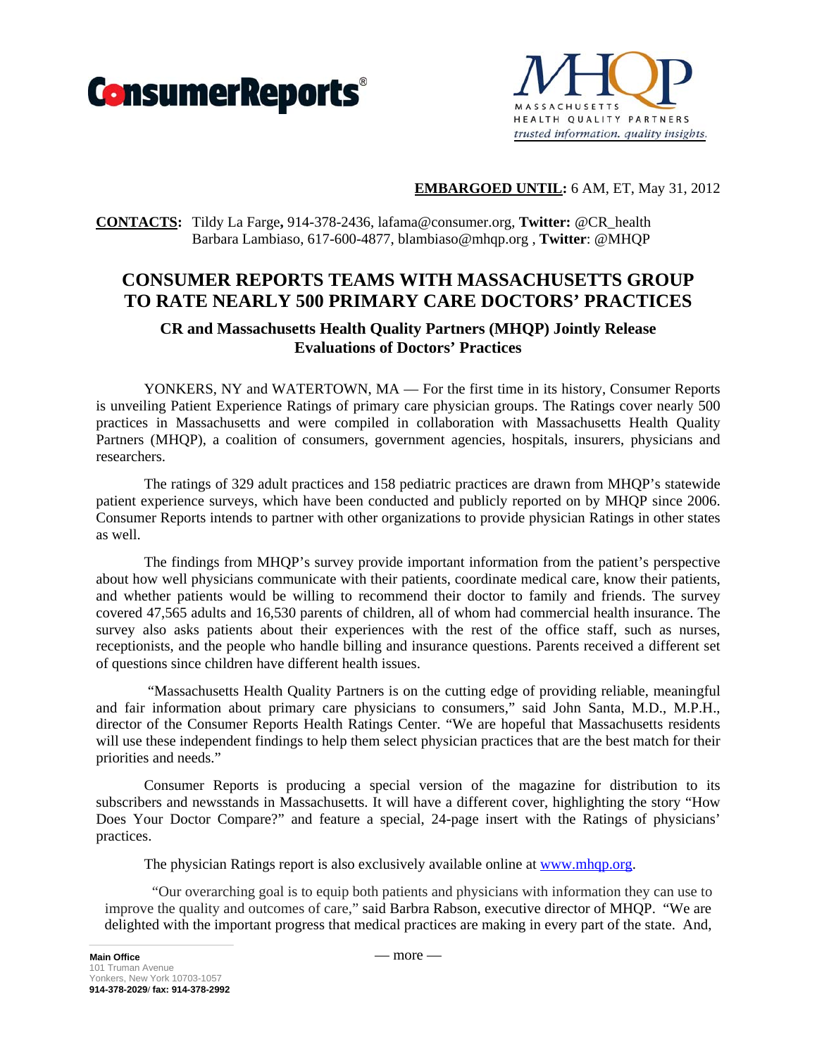ConsumerReports®

MHQP
MASSACHUSETTS HEALTH QUALITY PARTNERS
*trusted information. quality insights.*

**EMBARGOED UNTIL:** 6 AM, ET, May 31, 2012

**CONTACTS:** Tildy La Farge**,** 914-378-2436, lafama@consumer.org, **Twitter:** @CR_health
Barbara Lambiaso, 617-600-4877, blambiaso@mhqp.org , **Twitter**: @MHQP

# CONSUMER REPORTS TEAMS WITH MASSACHUSETTS GROUP TO RATE NEARLY 500 PRIMARY CARE DOCTORS' PRACTICES

## CR and Massachusetts Health Quality Partners (MHQP) Jointly Release Evaluations of Doctors' Practices

YONKERS, NY and WATERTOWN, MA — For the first time in its history, Consumer Reports is unveiling Patient Experience Ratings of primary care physician groups. The Ratings cover nearly 500 practices in Massachusetts and were compiled in collaboration with Massachusetts Health Quality Partners (MHQP), a coalition of consumers, government agencies, hospitals, insurers, physicians and researchers.

The ratings of 329 adult practices and 158 pediatric practices are drawn from MHQP's statewide patient experience surveys, which have been conducted and publicly reported on by MHQP since 2006. Consumer Reports intends to partner with other organizations to provide physician Ratings in other states as well.

The findings from MHQP's survey provide important information from the patient's perspective about how well physicians communicate with their patients, coordinate medical care, know their patients, and whether patients would be willing to recommend their doctor to family and friends. The survey covered 47,565 adults and 16,530 parents of children, all of whom had commercial health insurance. The survey also asks patients about their experiences with the rest of the office staff, such as nurses, receptionists, and the people who handle billing and insurance questions. Parents received a different set of questions since children have different health issues.

"Massachusetts Health Quality Partners is on the cutting edge of providing reliable, meaningful and fair information about primary care physicians to consumers," said John Santa, M.D., M.P.H., director of the Consumer Reports Health Ratings Center. "We are hopeful that Massachusetts residents will use these independent findings to help them select physician practices that are the best match for their priorities and needs."

Consumer Reports is producing a special version of the magazine for distribution to its subscribers and newsstands in Massachusetts. It will have a different cover, highlighting the story "How Does Your Doctor Compare?" and feature a special, 24-page insert with the Ratings of physicians' practices.

The physician Ratings report is also exclusively available online at [www.mhqp.org](http://www.mhqp.org).

"Our overarching goal is to equip both patients and physicians with information they can use to improve the quality and outcomes of care," said Barbra Rabson, executive director of MHQP. "We are delighted with the important progress that medical practices are making in every part of the state. And,

— more —

**Main Office**
101 Truman Avenue
Yonkers, New York 10703-1057
**914-378-2029/ fax: 914-378-2992**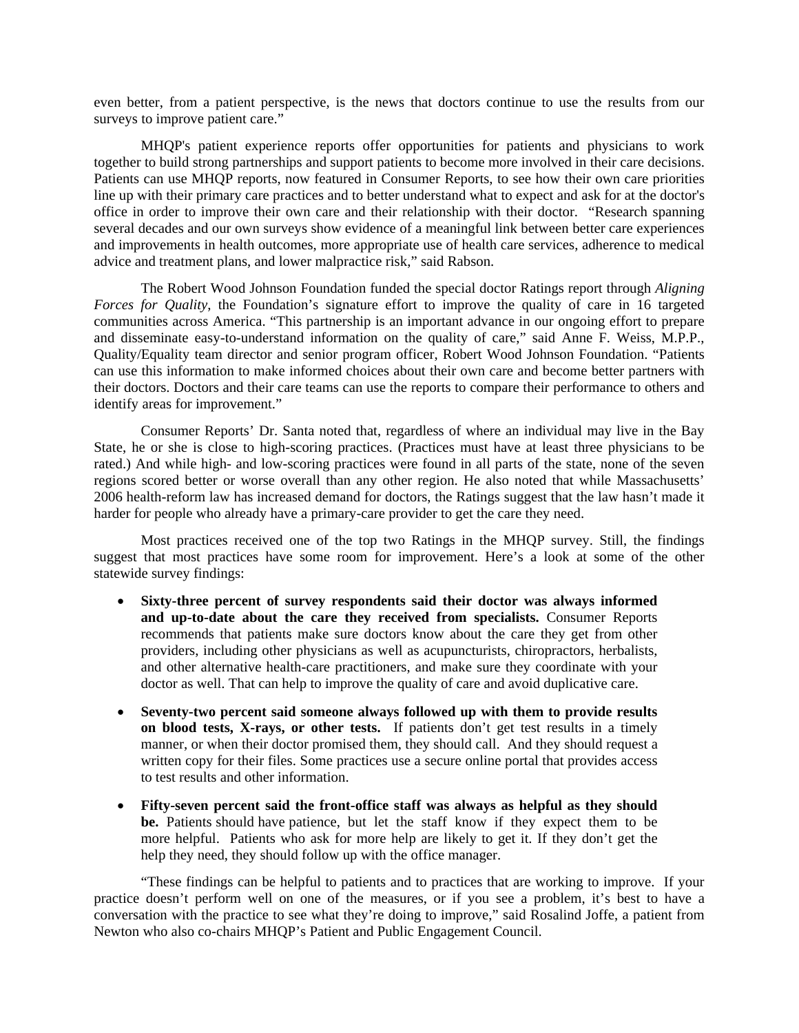even better, from a patient perspective, is the news that doctors continue to use the results from our surveys to improve patient care."

MHQP's patient experience reports offer opportunities for patients and physicians to work together to build strong partnerships and support patients to become more involved in their care decisions. Patients can use MHQP reports, now featured in Consumer Reports, to see how their own care priorities line up with their primary care practices and to better understand what to expect and ask for at the doctor's office in order to improve their own care and their relationship with their doctor. "Research spanning several decades and our own surveys show evidence of a meaningful link between better care experiences and improvements in health outcomes, more appropriate use of health care services, adherence to medical advice and treatment plans, and lower malpractice risk," said Rabson.

The Robert Wood Johnson Foundation funded the special doctor Ratings report through *Aligning Forces for Quality*, the Foundation's signature effort to improve the quality of care in 16 targeted communities across America. "This partnership is an important advance in our ongoing effort to prepare and disseminate easy-to-understand information on the quality of care," said Anne F. Weiss, M.P.P., Quality/Equality team director and senior program officer, Robert Wood Johnson Foundation. "Patients can use this information to make informed choices about their own care and become better partners with their doctors. Doctors and their care teams can use the reports to compare their performance to others and identify areas for improvement."

Consumer Reports' Dr. Santa noted that, regardless of where an individual may live in the Bay State, he or she is close to high-scoring practices. (Practices must have at least three physicians to be rated.) And while high- and low-scoring practices were found in all parts of the state, none of the seven regions scored better or worse overall than any other region. He also noted that while Massachusetts' 2006 health-reform law has increased demand for doctors, the Ratings suggest that the law hasn't made it harder for people who already have a primary-care provider to get the care they need.

Most practices received one of the top two Ratings in the MHQP survey. Still, the findings suggest that most practices have some room for improvement. Here's a look at some of the other statewide survey findings:

- **Sixty-three percent of survey respondents said their doctor was always informed and up-to-date about the care they received from specialists.** Consumer Reports recommends that patients make sure doctors know about the care they get from other providers, including other physicians as well as acupuncturists, chiropractors, herbalists, and other alternative health-care practitioners, and make sure they coordinate with your doctor as well. That can help to improve the quality of care and avoid duplicative care.

- **Seventy-two percent said someone always followed up with them to provide results on blood tests, X-rays, or other tests.** If patients don't get test results in a timely manner, or when their doctor promised them, they should call. And they should request a written copy for their files. Some practices use a secure online portal that provides access to test results and other information.

- **Fifty-seven percent said the front-office staff was always as helpful as they should be.** Patients should have patience, but let the staff know if they expect them to be more helpful. Patients who ask for more help are likely to get it. If they don't get the help they need, they should follow up with the office manager.

"These findings can be helpful to patients and to practices that are working to improve. If your practice doesn't perform well on one of the measures, or if you see a problem, it's best to have a conversation with the practice to see what they're doing to improve," said Rosalind Joffe, a patient from Newton who also co-chairs MHQP's Patient and Public Engagement Council.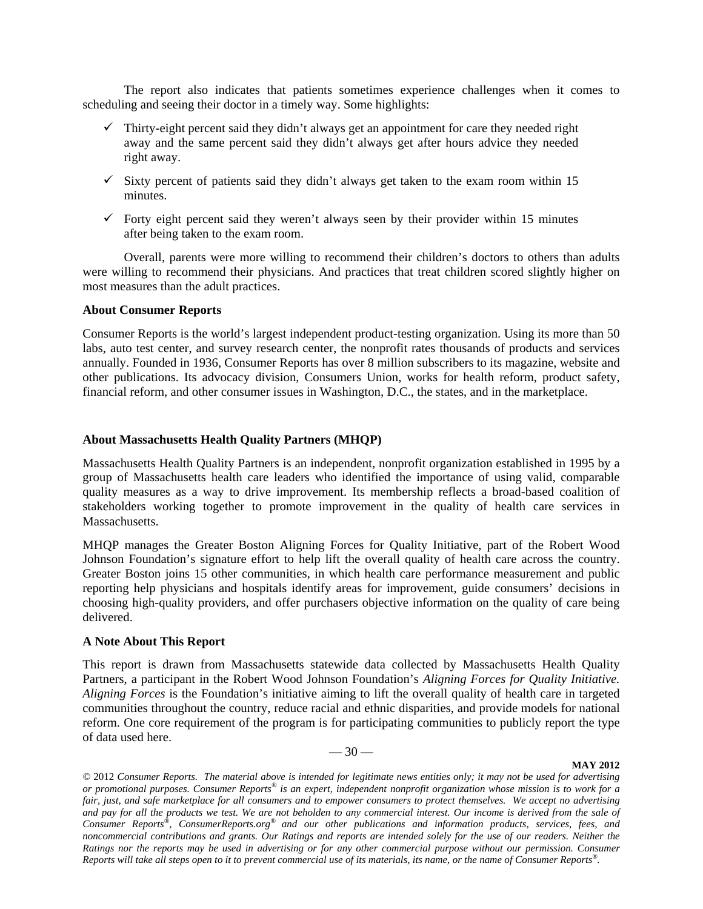The report also indicates that patients sometimes experience challenges when it comes to scheduling and seeing their doctor in a timely way. Some highlights:

- ✓ Thirty-eight percent said they didn't always get an appointment for care they needed right away and the same percent said they didn't always get after hours advice they needed right away.
- ✓ Sixty percent of patients said they didn't always get taken to the exam room within 15 minutes.
- ✓ Forty eight percent said they weren't always seen by their provider within 15 minutes after being taken to the exam room.

Overall, parents were more willing to recommend their children's doctors to others than adults were willing to recommend their physicians. And practices that treat children scored slightly higher on most measures than the adult practices.

**About Consumer Reports**

Consumer Reports is the world's largest independent product-testing organization. Using its more than 50 labs, auto test center, and survey research center, the nonprofit rates thousands of products and services annually. Founded in 1936, Consumer Reports has over 8 million subscribers to its magazine, website and other publications. Its advocacy division, Consumers Union, works for health reform, product safety, financial reform, and other consumer issues in Washington, D.C., the states, and in the marketplace.

**About Massachusetts Health Quality Partners (MHQP)**

Massachusetts Health Quality Partners is an independent, nonprofit organization established in 1995 by a group of Massachusetts health care leaders who identified the importance of using valid, comparable quality measures as a way to drive improvement. Its membership reflects a broad-based coalition of stakeholders working together to promote improvement in the quality of health care services in Massachusetts.

MHQP manages the Greater Boston Aligning Forces for Quality Initiative, part of the Robert Wood Johnson Foundation's signature effort to help lift the overall quality of health care across the country. Greater Boston joins 15 other communities, in which health care performance measurement and public reporting help physicians and hospitals identify areas for improvement, guide consumers' decisions in choosing high-quality providers, and offer purchasers objective information on the quality of care being delivered.

**A Note About This Report**

This report is drawn from Massachusetts statewide data collected by Massachusetts Health Quality Partners, a participant in the Robert Wood Johnson Foundation's *Aligning Forces for Quality Initiative. Aligning Forces* is the Foundation's initiative aiming to lift the overall quality of health care in targeted communities throughout the country, reduce racial and ethnic disparities, and provide models for national reform. One core requirement of the program is for participating communities to publicly report the type of data used here.

**MAY 2012**

© 2012 *Consumer Reports. The material above is intended for legitimate news entities only; it may not be used for advertising or promotional purposes. Consumer Reports® is an expert, independent nonprofit organization whose mission is to work for a fair, just, and safe marketplace for all consumers and to empower consumers to protect themselves. We accept no advertising and pay for all the products we test. We are not beholden to any commercial interest. Our income is derived from the sale of Consumer Reports®, ConsumerReports.org® and our other publications and information products, services, fees, and noncommercial contributions and grants. Our Ratings and reports are intended solely for the use of our readers. Neither the Ratings nor the reports may be used in advertising or for any other commercial purpose without our permission. Consumer Reports will take all steps open to it to prevent commercial use of its materials, its name, or the name of Consumer Reports®.*